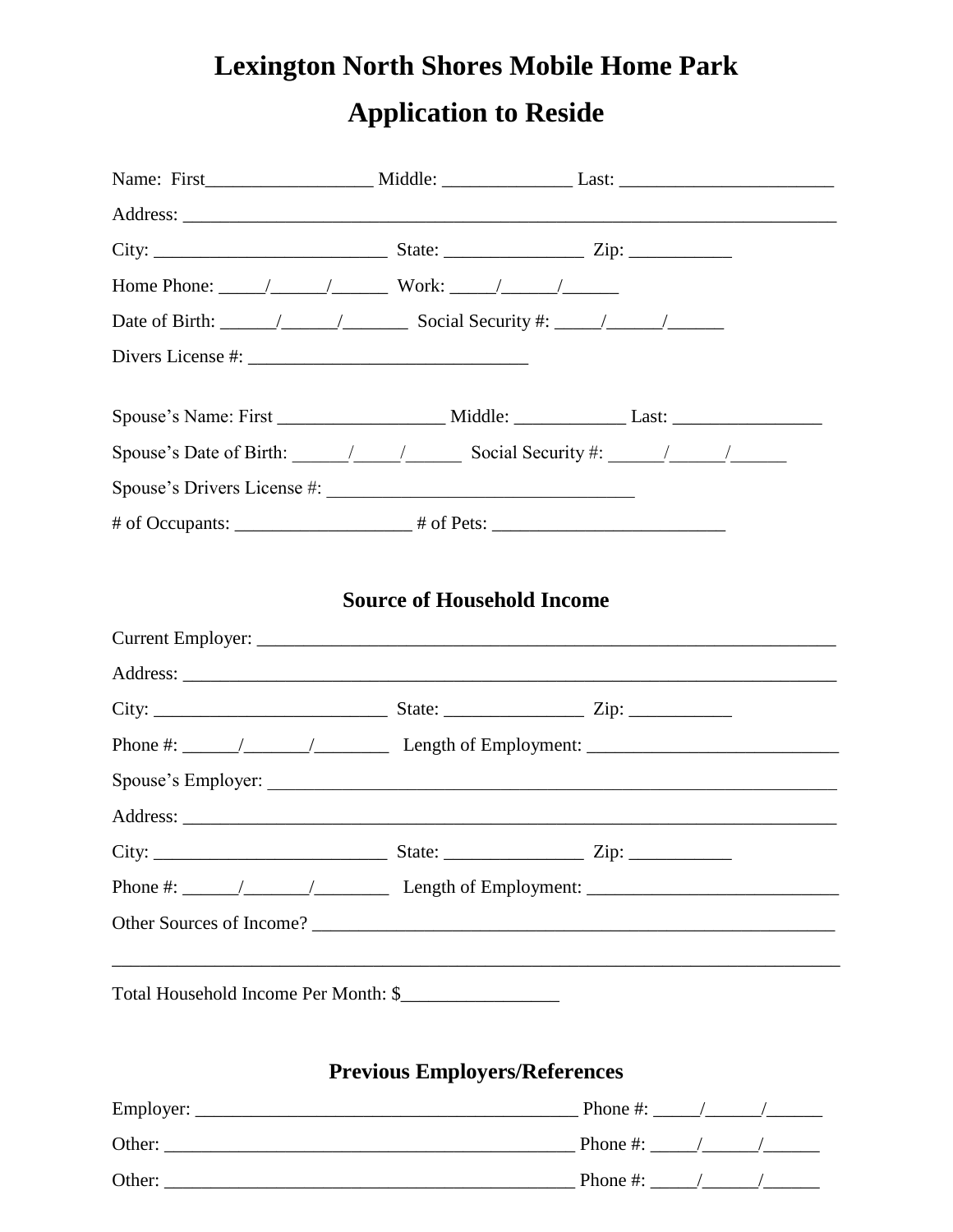# Lexington North Shores Mobile Home Park

# Application to Reside

Name: First__________________ Middle: ______________ Last: ______________________

Address: ________________________________________________________________________

City: _________________________ State: _______________ Zip: ___________

Home Phone: _____/______/______ Work: _____/______/______

Date of Birth: ______/______/_______ Social Security #: _____/______/______

Divers License #: ______________________________

Spouse's Name: First __________________ Middle: ____________ Last: ________________

Spouse's Date of Birth: ______/_____/______ Social Security #: ______/______/______

Spouse's Drivers License #: _________________________________

# of Occupants: ___________________ # of Pets: _________________________

## Source of Household Income

Current Employer: _______________________________________________________________

Address: ________________________________________________________________________

City: _________________________ State: _______________ Zip: ___________

Phone #: ______/_______/________ Length of Employment: ___________________________

Spouse's Employer: ______________________________________________________________

Address: ________________________________________________________________________

City: _________________________ State: _______________ Zip: ___________

Phone #: ______/_______/________ Length of Employment: ___________________________

Other Sources of Income? _________________________________________________________

_____________________________________________________________________________

Total Household Income Per Month: $_________________

## Previous Employers/References

Employer: _________________________________________ Phone #: _____/______/______

Other: ____________________________________________ Phone #: _____/______/______

Other: ____________________________________________ Phone #: _____/______/______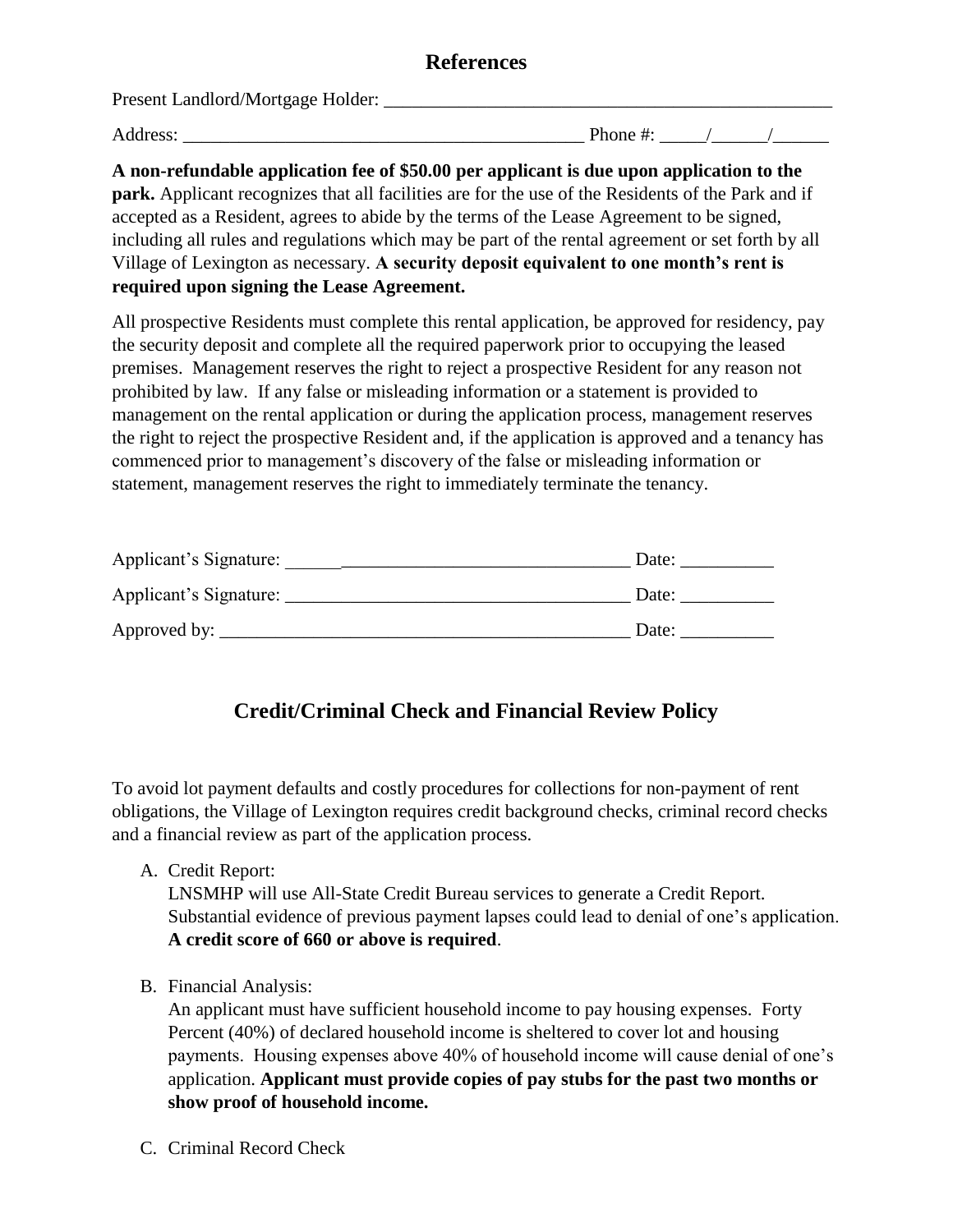## References

Present Landlord/Mortgage Holder: ____________________________________________________

Address: ____________________________________________ Phone #: _____/______/______

**A non-refundable application fee of $50.00 per applicant is due upon application to the park.** Applicant recognizes that all facilities are for the use of the Residents of the Park and if accepted as a Resident, agrees to abide by the terms of the Lease Agreement to be signed, including all rules and regulations which may be part of the rental agreement or set forth by all Village of Lexington as necessary. **A security deposit equivalent to one month's rent is required upon signing the Lease Agreement.**

All prospective Residents must complete this rental application, be approved for residency, pay the security deposit and complete all the required paperwork prior to occupying the leased premises. Management reserves the right to reject a prospective Resident for any reason not prohibited by law. If any false or misleading information or a statement is provided to management on the rental application or during the application process, management reserves the right to reject the prospective Resident and, if the application is approved and a tenancy has commenced prior to management's discovery of the false or misleading information or statement, management reserves the right to immediately terminate the tenancy.

Applicant's Signature: _____________________________________ Date: __________

Applicant's Signature: _____________________________________ Date: __________

Approved by: ______________________________________________ Date: __________

## Credit/Criminal Check and Financial Review Policy

To avoid lot payment defaults and costly procedures for collections for non-payment of rent obligations, the Village of Lexington requires credit background checks, criminal record checks and a financial review as part of the application process.

A. Credit Report:
   LNSMHP will use All-State Credit Bureau services to generate a Credit Report. Substantial evidence of previous payment lapses could lead to denial of one's application. **A credit score of 660 or above is required**.

B. Financial Analysis:
   An applicant must have sufficient household income to pay housing expenses. Forty Percent (40%) of declared household income is sheltered to cover lot and housing payments. Housing expenses above 40% of household income will cause denial of one's application. **Applicant must provide copies of pay stubs for the past two months or show proof of household income.**

C. Criminal Record Check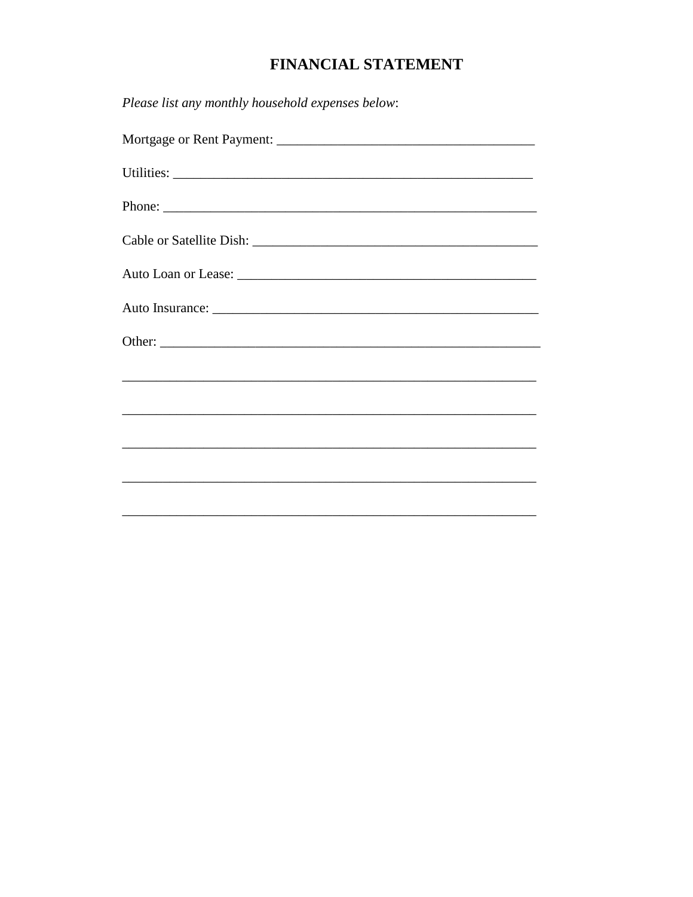# FINANCIAL STATEMENT

*Please list any monthly household expenses below*:

Mortgage or Rent Payment: ______________________________________

Utilities: _____________________________________________________

Phone: ________________________________________________________

Cable or Satellite Dish: __________________________________________

Auto Loan or Lease: _____________________________________________

Auto Insurance: _________________________________________________

Other: ________________________________________________________

_______________________________________________________________

_______________________________________________________________

_______________________________________________________________

_______________________________________________________________

_______________________________________________________________